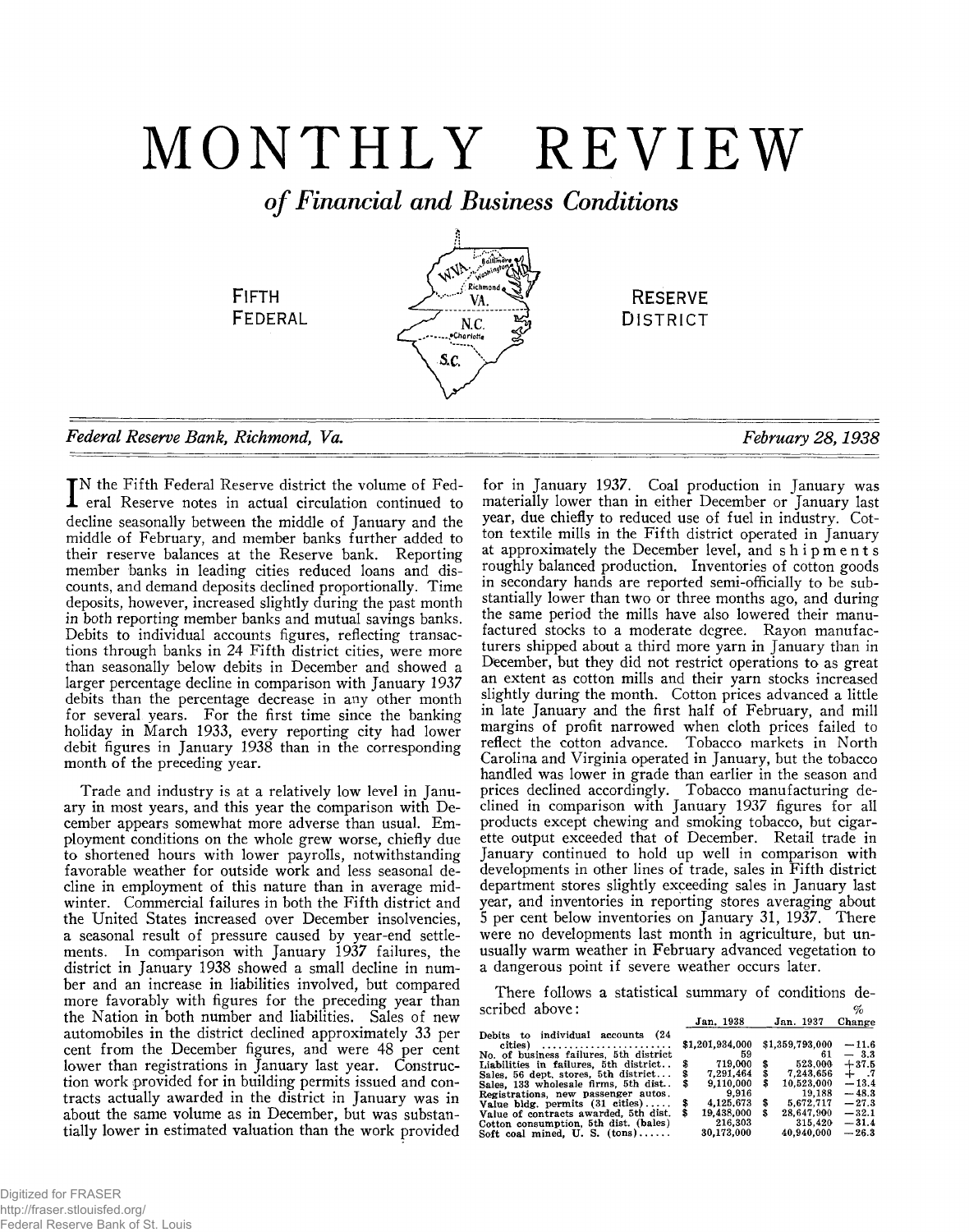# MONTHLY REVIEW

## *of Financial and Business Conditions*

FIFTH FEDERAL RESERVE DISTRICT

*Federal Reserve Bank, Richmond, Va.* *February 28, 1938*

IN the Fifth Federal Reserve district the volume of Federal Reserve notes in actual circulation continued to decline seasonally between the middle of January and the middle of February, and member banks further added to their reserve balances at the Reserve bank. Reporting member banks in leading cities reduced loans and discounts, and demand deposits declined proportionally. Time deposits, however, increased slightly during the past month in both reporting member banks and mutual savings banks. Debits to individual accounts figures, reflecting transactions through banks in 24 Fifth district cities, were more than seasonally below debits in December and showed a larger percentage decline in comparison with January 1937 debits than the percentage decrease in any other month for several years. For the first time since the banking holiday in March 1933, every reporting city had lower debit figures in January 1938 than in the corresponding month of the preceding year.

Trade and industry is at a relatively low level in January in most years, and this year the comparison with December appears somewhat more adverse than usual. Employment conditions on the whole grew worse, chiefly due to shortened hours with lower payrolls, notwithstanding favorable weather for outside work and less seasonal decline in employment of this nature than in average midwinter. Commercial failures in both the Fifth district and the United States increased over December insolvencies, a seasonal result of pressure caused by year-end settlements. In comparison with January 1937 failures, the district in January 1938 showed a small decline in number and an increase in liabilities involved, but compared more favorably with figures for the preceding year than the Nation in both number and liabilities. Sales of new automobiles in the district declined approximately 33 per cent from the December figures, and were 48 per cent lower than registrations in January last year. Construction work provided for in building permits issued and contracts actually awarded in the district in January was in about the same volume as in December, but was substantially lower in estimated valuation than the work provided for in January 1937. Coal production in January was materially lower than in either December or January last year, due chiefly to reduced use of fuel in industry. Cotton textile mills in the Fifth district operated in January at approximately the December level, and shipments roughly balanced production. Inventories of cotton goods in secondary hands are reported semi-officially to be substantially lower than two or three months ago, and during the same period the mills have also lowered their manufactured stocks to a moderate degree. Rayon manufacturers shipped about a third more yarn in January than in December, but they did not restrict operations to as great an extent as cotton mills and their yarn stocks increased slightly during the month. Cotton prices advanced a little in late January and the first half of February, and mill margins of profit narrowed when cloth prices failed to reflect the cotton advance. Tobacco markets in North Carolina and Virginia operated in January, but the tobacco handled was lower in grade than earlier in the season and prices declined accordingly. Tobacco manufacturing declined in comparison with January 1937 figures for all products except chewing and smoking tobacco, but cigarette output exceeded that of December. Retail trade in January continued to hold up well in comparison with developments in other lines of trade, sales in Fifth district department stores slightly exceeding sales in January last year, and inventories in reporting stores averaging about 5 per cent below inventories on January 31, 1937. There were no developments last month in agriculture, but unusually warm weather in February advanced vegetation to a dangerous point if severe weather occurs later.

There follows a statistical summary of conditions described above:

| | Jan. 1938 | Jan. 1937 | % Change |
|---|---|---|---|
| Debits to individual accounts (24 cities) | $1,201,934,000 | $1,359,793,000 | —11.6 |
| No. of business failures, 5th district | 59 | 61 | — 3.3 |
| Liabilities in failures, 5th district | $ 719,000 | $ 523,000 | +37.5 |
| Sales, 56 dept. stores, 5th district | $ 7,291,464 | $ 7,243,656 | + .7 |
| Sales, 133 wholesale firms, 5th dist. | $ 9,110,000 | $ 10,523,000 | —13.4 |
| Registrations, new passenger autos. | 9,916 | 19,188 | —48.3 |
| Value bldg. permits (31 cities) | $ 4,125,673 | $ 5,672,717 | —27.3 |
| Value of contracts awarded, 5th dist. | $ 19,438,000 | $ 28,647,900 | —32.1 |
| Cotton consumption, 5th dist. (bales) | 216,303 | 315,420 | —31.4 |
| Soft coal mined, U. S. (tons) | 30,173,000 | 40,940,000 | —26.3 |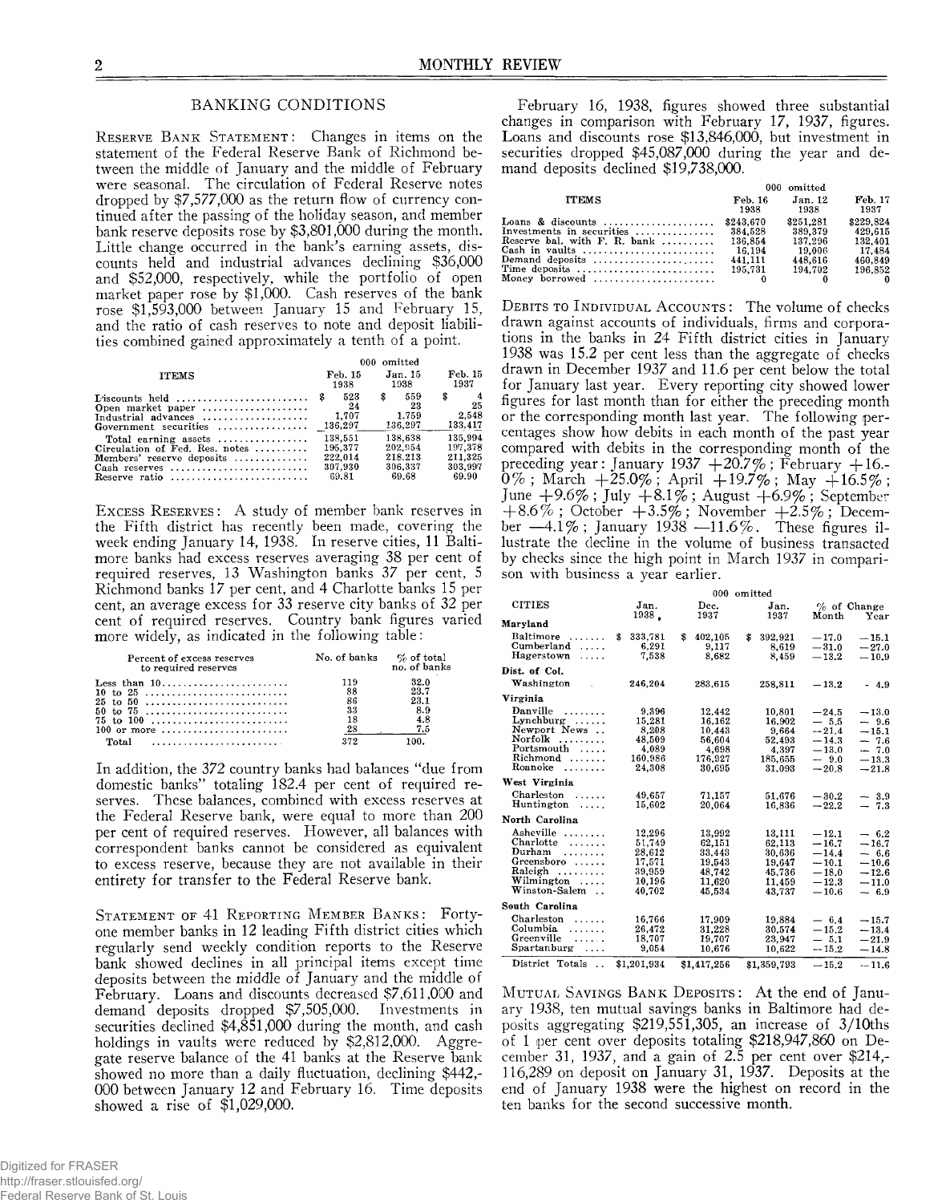## BANKING CONDITIONS

RESERVE BANK STATEMENT: Changes in items on the statement of the Federal Reserve Bank of Richmond between the middle of January and the middle of February were seasonal. The circulation of Federal Reserve notes dropped by $7,577,000 as the return flow of currency continued after the passing of the holiday season, and member bank reserve deposits rose by $3,801,000 during the month. Little change occurred in the bank's earning assets, discounts held and industrial advances declining $36,000 and $52,000, respectively, while the portfolio of open market paper rose by $1,000. Cash reserves of the bank rose $1,593,000 between January 15 and February 15, and the ratio of cash reserves to note and deposit liabilities combined gained approximately a tenth of a point.

| ITEMS | Feb. 15 1938 | Jan. 15 1938 | Feb. 15 1937 |
|---|---|---|---|
| | 000 omitted | | |
| Discounts held | $ 523 | $ 559 | $ 4 |
| Open market paper | 24 | 23 | 25 |
| Industrial advances | 1,707 | 1,759 | 2,548 |
| Government securities | 136,297 | 136,297 | 133,417 |
| Total earning assets | 138,551 | 138,638 | 135,994 |
| Circulation of Fed. Res. notes | 195,377 | 202,954 | 197,378 |
| Members' reserve deposits | 222,014 | 218,213 | 211,325 |
| Cash reserves | 307,930 | 306,337 | 303,997 |
| Reserve ratio | 69.81 | 69.68 | 69.90 |

EXCESS RESERVES: A study of member bank reserves in the Fifth district has recently been made, covering the week ending January 14, 1938. In reserve cities, 11 Baltimore banks had excess reserves averaging 38 per cent of required reserves, 13 Washington banks 37 per cent, 5 Richmond banks 17 per cent, and 4 Charlotte banks 15 per cent, an average excess for 33 reserve city banks of 32 per cent of required reserves. Country bank figures varied more widely, as indicated in the following table:

| Percent of excess reserves to required reserves | No. of banks | % of total no. of banks |
|---|---|---|
| Less than 10 | 119 | 32.0 |
| 10 to 25 | 88 | 23.7 |
| 25 to 50 | 86 | 23.1 |
| 50 to 75 | 33 | 8.9 |
| 75 to 100 | 18 | 4.8 |
| 100 or more | 28 | 7.5 |
| Total | 372 | 100. |

In addition, the 372 country banks had balances "due from domestic banks" totaling 182.4 per cent of required reserves. These balances, combined with excess reserves at the Federal Reserve bank, were equal to more than 200 per cent of required reserves. However, all balances with correspondent banks cannot be considered as equivalent to excess reserve, because they are not available in their entirety for transfer to the Federal Reserve bank.

STATEMENT OF 41 REPORTING MEMBER BANKS: Forty-one member banks in 12 leading Fifth district cities which regularly send weekly condition reports to the Reserve bank showed declines in all principal items except time deposits between the middle of January and the middle of February. Loans and discounts decreased $7,611,000 and demand deposits dropped $7,505,000. Investments in securities declined $4,851,000 during the month, and cash holdings in vaults were reduced by $2,812,000. Aggregate reserve balance of the 41 banks at the Reserve bank showed no more than a daily fluctuation, declining $442,000 between January 12 and February 16. Time deposits showed a rise of $1,029,000.

February 16, 1938, figures showed three substantial changes in comparison with February 17, 1937, figures. Loans and discounts rose $13,846,000, but investment in securities dropped $45,087,000 during the year and demand deposits declined $19,738,000.

| ITEMS | Feb. 16 1938 | Jan. 12 1938 | Feb. 17 1937 |
|---|---|---|---|
| | 000 omitted | | |
| Loans & discounts | $243,670 | $251,281 | $229,824 |
| Investments in securities | 384,528 | 389,379 | 429,615 |
| Reserve bal. with F. R. bank | 136,854 | 137,296 | 132,401 |
| Cash in vaults | 16,194 | 19,006 | 17,484 |
| Demand deposits | 441,111 | 448,616 | 460,849 |
| Time deposits | 195,731 | 194,702 | 196,852 |
| Money borrowed | 0 | 0 | 0 |

DEBITS TO INDIVIDUAL ACCOUNTS: The volume of checks drawn against accounts of individuals, firms and corporations in the banks in 24 Fifth district cities in January 1938 was 15.2 per cent less than the aggregate of checks drawn in December 1937 and 11.6 per cent below the total for January last year. Every reporting city showed lower figures for last month than for either the preceding month or the corresponding month last year. The following percentages show how debits in each month of the past year compared with debits in the corresponding month of the preceding year: January 1937 +20.7%; February +16.0%; March +25.0%; April +19.7%; May +16.5%; June +9.6%; July +8.1%; August +6.9%; September +8.6%; October +3.5%; November +2.5%; December —4.1%; January 1938 —11.6%. These figures illustrate the decline in the volume of business transacted by checks since the high point in March 1937 in comparison with business a year earlier.

| CITIES | Jan. 1938 | Dec. 1937 | Jan. 1937 | % of Change Month | % of Change Year |
|---|---|---|---|---|---|
| | 000 omitted | | | | |
| **Maryland** | | | | | |
| Baltimore | $ 333,781 | $ 402,105 | $ 392,921 | —17.0 | —15.1 |
| Cumberland | 6,291 | 9,117 | 8,619 | —31.0 | —27.0 |
| Hagerstown | 7,538 | 8,682 | 8,459 | —13.2 | —10.9 |
| **Dist. of Col.** | | | | | |
| Washington | 246,204 | 283,615 | 258,811 | —13.2 | — 4.9 |
| **Virginia** | | | | | |
| Danville | 9,396 | 12,442 | 10,801 | —24.5 | —13.0 |
| Lynchburg | 15,281 | 16,162 | 16,902 | — 5.5 | — 9.6 |
| Newport News | 8,208 | 10,443 | 9,664 | —21.4 | —15.1 |
| Norfolk | 48,509 | 56,604 | 52,493 | —14.3 | — 7.6 |
| Portsmouth | 4,089 | 4,698 | 4,397 | —13.0 | — 7.0 |
| Richmond | 160,986 | 176,927 | 185,655 | — 9.0 | —13.3 |
| Roanoke | 24,308 | 30,695 | 31,093 | —20.8 | —21.8 |
| **West Virginia** | | | | | |
| Charleston | 49,657 | 71,157 | 51,676 | —30.2 | — 3.9 |
| Huntington | 15,602 | 20,064 | 16,836 | —22.2 | — 7.3 |
| **North Carolina** | | | | | |
| Asheville | 12,296 | 13,992 | 13,111 | —12.1 | — 6.2 |
| Charlotte | 51,749 | 62,151 | 62,113 | —16.7 | —16.7 |
| Durham | 28,612 | 33,443 | 30,636 | —14.4 | — 6.6 |
| Greensboro | 17,571 | 19,543 | 19,647 | —10.1 | —10.6 |
| Raleigh | 39,959 | 48,742 | 45,736 | —18.0 | —12.6 |
| Wilmington | 10,196 | 11,620 | 11,459 | —12.3 | —11.0 |
| Winston-Salem | 40,702 | 45,534 | 43,737 | —10.6 | — 6.9 |
| **South Carolina** | | | | | |
| Charleston | 16,766 | 17,909 | 19,884 | — 6.4 | —15.7 |
| Columbia | 26,472 | 31,228 | 30,574 | —15.2 | —13.4 |
| Greenville | 18,707 | 19,707 | 23,947 | — 5.1 | —21.9 |
| Spartanburg | 9,054 | 10,676 | 10,622 | —15.2 | —14.8 |
| District Totals | $1,201,934 | $1,417,256 | $1,359,793 | —15.2 | —11.6 |

MUTUAL SAVINGS BANK DEPOSITS: At the end of January 1938, ten mutual savings banks in Baltimore had deposits aggregating $219,551,305, an increase of 3/10ths of 1 per cent over deposits totaling $218,947,860 on December 31, 1937, and a gain of 2.5 per cent over $214,116,289 on deposit on January 31, 1937. Deposits at the end of January 1938 were the highest on record in the ten banks for the second successive month.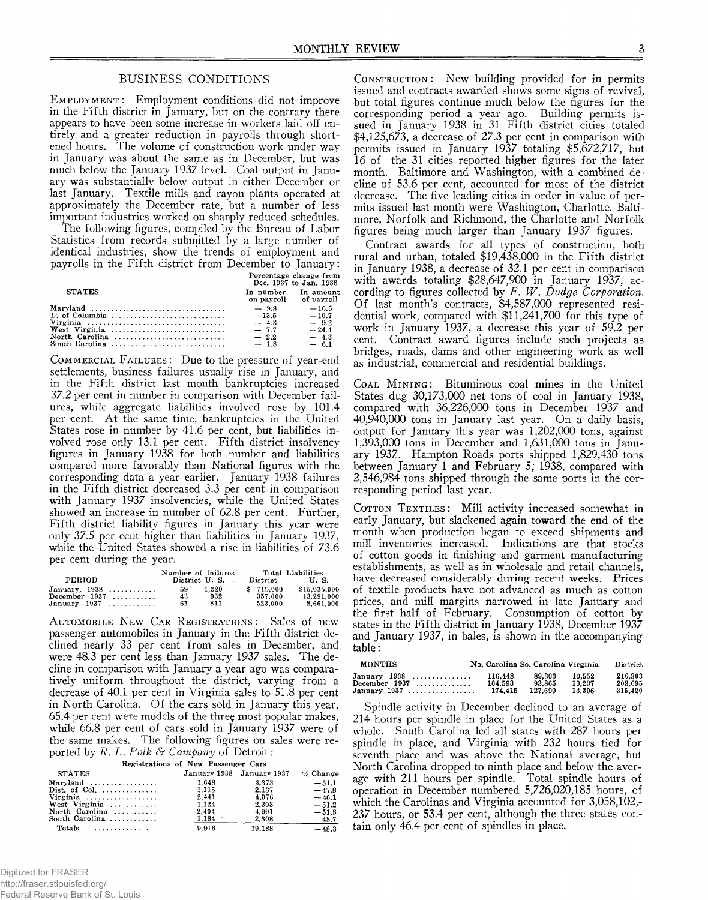## BUSINESS CONDITIONS

EMPLOYMENT: Employment conditions did not improve in the Fifth district in January, but on the contrary there appears to have been some increase in workers laid off entirely and a greater reduction in payrolls through shortened hours. The volume of construction work under way in January was about the same as in December, but was much below the January 1937 level. Coal output in January was substantially below output in either December or last January. Textile mills and rayon plants operated at approximately the December rate, but a number of less important industries worked on sharply reduced schedules.

The following figures, compiled by the Bureau of Labor Statistics from records submitted by a large number of identical industries, show the trends of employment and payrolls in the Fifth district from December to January:

| STATES | Percentage change from Dec. 1937 to Jan. 1938 | |
|---|---|---|
| | In number on payroll | In amount of payroll |
| Maryland | —9.8 | —10.6 |
| D. of Columbia | —13.5 | —10.7 |
| Virginia | —4.3 | —9.2 |
| West Virginia | —7.7 | —24.4 |
| North Carolina | —2.2 | —4.3 |
| South Carolina | —1.8 | —6.1 |

COMMERCIAL FAILURES: Due to the pressure of year-end settlements, business failures usually rise in January, and in the Fifth district last month bankruptcies increased 37.2 per cent in number in comparison with December failures, while aggregate liabilities involved rose by 101.4 per cent. At the same time, bankruptcies in the United States rose in number by 41.6 per cent, but liabilities involved rose only 13.1 per cent. Fifth district insolvency figures in January 1938 for both number and liabilities compared more favorably than National figures with the corresponding data a year earlier. January 1938 failures in the Fifth district decreased 3.3 per cent in comparison with January 1937 insolvencies, while the United States showed an increase in number of 62.8 per cent. Further, Fifth district liability figures in January this year were only 37.5 per cent higher than liabilities in January 1937, while the United States showed a rise in liabilities of 73.6 per cent during the year.

| PERIOD | Number of failures | | Total Liabilities | |
|---|---|---|---|---|
| | District | U. S. | District | U. S. |
| January, 1938 | 59 | 1,320 | $ 719,000 | $15,035,000 |
| December 1937 | 43 | 932 | 357,000 | 13,291,000 |
| January 1937 | 61 | 811 | 523,000 | 8,661,000 |

AUTOMOBILE NEW CAR REGISTRATIONS: Sales of new passenger automobiles in January in the Fifth district declined nearly 33 per cent from sales in December, and were 48.3 per cent less than January 1937 sales. The decline in comparison with January a year ago was comparatively uniform throughout the district, varying from a decrease of 40.1 per cent in Virginia sales to 51.8 per cent in North Carolina. Of the cars sold in January this year, 65.4 per cent were models of the three most popular makes, while 66.8 per cent of cars sold in January 1937 were of the same makes. The following figures on sales were reported by *R. L. Polk & Company* of Detroit:

Registrations of New Passenger Cars

| STATES | January 1938 | January 1937 | % Change |
|---|---|---|---|
| Maryland | 1,648 | 3,373 | —51.1 |
| Dist. of Col. | 1,115 | 2,137 | —47.8 |
| Virginia | 2,441 | 4,076 | —40.1 |
| West Virginia | 1,124 | 2,303 | —51.2 |
| North Carolina | 2,404 | 4,991 | —51.8 |
| South Carolina | 1,184 | 2,308 | —48.7 |
| Totals | 9,916 | 19,188 | —48.3 |

CONSTRUCTION: New building provided for in permits issued and contracts awarded shows some signs of revival, but total figures continue much below the figures for the corresponding period a year ago. Building permits issued in January 1938 in 31 Fifth district cities totaled $4,125,673, a decrease of 27.3 per cent in comparison with permits issued in January 1937 totaling $5,672,717, but 16 of the 31 cities reported higher figures for the later month. Baltimore and Washington, with a combined decline of 53.6 per cent, accounted for most of the district decrease. The five leading cities in order in value of permits issued last month were Washington, Charlotte, Baltimore, Norfolk and Richmond, the Charlotte and Norfolk figures being much larger than January 1937 figures.

Contract awards for all types of construction, both rural and urban, totaled $19,438,000 in the Fifth district in January 1938, a decrease of 32.1 per cent in comparison with awards totaling $28,647,900 in January 1937, according to figures collected by *F. W. Dodge Corporation*. Of last month's contracts, $4,587,000 represented residential work, compared with $11,241,700 for this type of work in January 1937, a decrease this year of 59.2 per cent. Contract award figures include such projects as bridges, roads, dams and other engineering work as well as industrial, commercial and residential buildings.

COAL MINING: Bituminous coal mines in the United States dug 30,173,000 net tons of coal in January 1938, compared with 36,226,000 tons in December 1937 and 40,940,000 tons in January last year. On a daily basis, output for January this year was 1,202,000 tons, against 1,393,000 tons in December and 1,631,000 tons in January 1937. Hampton Roads ports shipped 1,829,430 tons between January 1 and February 5, 1938, compared with 2,546,984 tons shipped through the same ports in the corresponding period last year.

COTTON TEXTILES: Mill activity increased somewhat in early January, but slackened again toward the end of the month when production began to exceed shipments and mill inventories increased. Indications are that stocks of cotton goods in finishing and garment manufacturing establishments, as well as in wholesale and retail channels, have decreased considerably during recent weeks. Prices of textile products have not advanced as much as cotton prices, and mill margins narrowed in late January and the first half of February. Consumption of cotton by states in the Fifth district in January 1938, December 1937 and January 1937, in bales, is shown in the accompanying table:

| MONTHS | No. Carolina | So. Carolina | Virginia | District |
|---|---|---|---|---|
| January 1938 | 116,448 | 89,303 | 10,552 | 216,303 |
| December 1937 | 104,593 | 93,865 | 10,237 | 208,695 |
| January 1937 | 174,415 | 127,699 | 13,306 | 315,420 |

Spindle activity in December declined to an average of 214 hours per spindle in place for the United States as a whole. South Carolina led all states with 287 hours per spindle in place, and Virginia with 232 hours tied for seventh place and was above the National average, but North Carolina dropped to ninth place and below the average with 211 hours per spindle. Total spindle hours of operation in December numbered 5,726,020,185 hours, of which the Carolinas and Virginia accounted for 3,058,102,237 hours, or 53.4 per cent, although the three states contain only 46.4 per cent of spindles in place.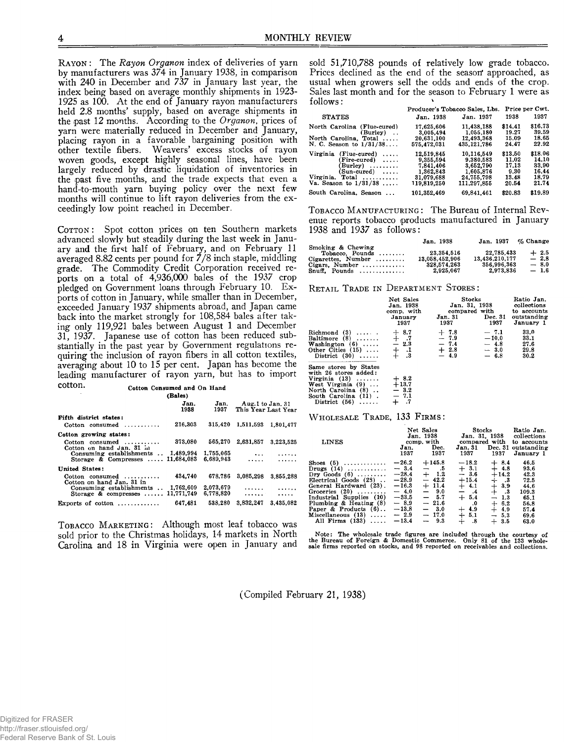**RAYON:** The *Rayon Organon* index of deliveries of yarn by manufacturers was 374 in January 1938, in comparison with 240 in December and 737 in January last year, the index being based on average monthly shipments in 1923-1925 as 100. At the end of January rayon manufacturers held 2.8 months' supply, based on average shipments in the past 12 months. According to the *Organon*, prices of yarn were materially reduced in December and January, placing rayon in a favorable bargaining position with other textile fibers. Weavers' excess stocks of rayon woven goods, except highly seasonal lines, have been largely reduced by drastic liquidation of inventories in the past five months, and the trade expects that even a hand-to-mouth yarn buying policy over the next few months will continue to lift rayon deliveries from the exceedingly low point reached in December.

**COTTON:** Spot cotton prices on ten Southern markets advanced slowly but steadily during the last week in January and the first half of February, and on February 11 averaged 8.82 cents per pound for 7/8 inch staple, middling grade. The Commodity Credit Corporation received reports on a total of 4,936,000 bales of the 1937 crop pledged on Government loans through February 10. Exports of cotton in January, while smaller than in December, exceeded January 1937 shipments abroad, and Japan came back into the market strongly for 108,584 bales after taking only 119,921 bales between August 1 and December 31, 1937. Japanese use of cotton has been reduced substantially in the past year by Government regulations requiring the inclusion of rayon fibers in all cotton textiles, averaging about 10 to 15 per cent. Japan has become the leading manufacturer of rayon yarn, but has to import cotton.

**Cotton Consumed and On Hand (Bales)**

| | Jan. 1938 | Jan. 1937 | Aug. 1 to Jan. 31 This Year | Aug. 1 to Jan. 31 Last Year |
|---|---|---|---|---|
| **Fifth district states:** | | | | |
| Cotton consumed | 216,303 | 315,420 | 1,511,593 | 1,801,477 |
| **Cotton growing states:** | | | | |
| Cotton consumed | 373,080 | 565,270 | 2,631,857 | 3,223,525 |
| Cotton on hand Jan. 31 in | | | | |
| Consuming establishments | 1,489,994 | 1,755,065 | ... | ...... |
| Storage & Compresses | 11,684,083 | 6,689,943 | ..... | ...... |
| **United States:** | | | | |
| Cotton consumed | 434,740 | 678,786 | 3,085,298 | 3,855,288 |
| Cotton on hand Jan. 31 in | | | | |
| Consuming establishments | 1,762,609 | 2,073,679 | ...... | ...... |
| Storage & compresses | 11,771,749 | 6,778,820 | ...... | ..... |
| Exports of cotton | 647,481 | 538,280 | 3,832,247 | 3,435,082 |

**TOBACCO MARKETING:** Although most leaf tobacco was sold prior to the Christmas holidays, 14 markets in North Carolina and 18 in Virginia were open in January and sold 51,710,788 pounds of relatively low grade tobacco. Prices declined as the end of the season approached, as usual when growers sell the odds and ends of the crop. Sales last month and for the season to February 1 were as follows:

| STATES | Producer's Tobacco Sales, Lbs. Jan. 1938 | Producer's Tobacco Sales, Lbs. Jan. 1937 | Price per Cwt. 1938 | Price per Cwt. 1937 |
|---|---|---|---|---|
| North Carolina (Flue-cured) | 17,625,606 | 11,438,188 | $14.41 | $16.73 |
| (Burley) | 3,005,494 | 1,055,180 | 19.27 | 39.59 |
| North Carolina, Total | 20,631,100 | 12,493,368 | 15.09 | 18.65 |
| N. C. Season to 1/31/38 | 575,472,031 | 435,121,786 | 24.47 | 22.92 |
| Virginia (Flue-cured) | 12,519,845 | 10,116,549 | $13.50 | $18.06 |
| (Fire-cured) | 9,355,594 | 9,380,583 | 11.02 | 14.10 |
| (Burley) | 7,841,406 | 3,652,790 | 17.13 | 33.90 |
| (Sun-cured) | 1,362,843 | 1,605,876 | 9.30 | 16.44 |
| Virginia, Total | 31,079,688 | 24,755,798 | 13.48 | 18.79 |
| Va. Season to 1/31/38 | 119,819,250 | 111,297,855 | 20.54 | 21.74 |
| South Carolina, Season | 101,352,469 | 69,841,461 | $20.83 | $19.89 |

**TOBACCO MANUFACTURING:** The Bureau of Internal Revenue reports tobacco products manufactured in January 1938 and 1937 as follows:

| | Jan. 1938 | Jan. 1937 | % Change |
|---|---|---|---|
| Smoking & Chewing Tobacco, Pounds | 23,354,516 | 22,785,433 | + 2.5 |
| Cigarettes, Number | 13,058,452,906 | 13,436,210,177 | − 2.8 |
| Cigars, Number | 328,574,263 | 356,996,363 | − 8.0 |
| Snuff, Pounds | 2,925,067 | 2,973,836 | − 1.6 |

**RETAIL TRADE IN DEPARTMENT STORES:**

| | Net Sales Jan. 1938 comp. with January 1937 | Stocks Jan. 31, 1938 compared with Jan. 31 1937 | Stocks Jan. 31, 1938 compared with Dec. 31 1937 | Ratio Jan. collections to accounts outstanding January 1 |
|---|---|---|---|---|
| Richmond (3) | + 8.7 | + 7.8 | − 7.1 | 33.0 |
| Baltimore (8) | + .7 | − 7.9 | −10.0 | 33.1 |
| Washington (6) | − 2.3 | − 7.4 | − 4.8 | 27.6 |
| Other Cities (15) | + .1 | + 2.8 | − 3.0 | 29.8 |
| District (30) | + .3 | − 4.9 | − 6.8 | 30.2 |
| Same stores by States with 26 stores added: | | | | |
| Virginia (13) | + 8.2 | | | |
| West Virginia (9) | +13.7 | | | |
| North Carolina (8) | − 3.2 | | | |
| South Carolina (11) | − 7.1 | | | |
| District (56) | + .7 | | | |

**WHOLESALE TRADE, 133 FIRMS:**

| LINES | Net Sales Jan. 1938 comp. with Jan. 1937 | Net Sales Jan. 1938 comp. with Dec. 1937 | Stocks Jan. 31, 1938 compared with Jan. 31 1937 | Stocks Jan. 31, 1938 compared with Dec. 31 1937 | Ratio Jan. collections to accounts outstanding January 1 |
|---|---|---|---|---|---|
| Shoes (5) | −26.2 | +145.8 | −18.2 | + 8.4 | 46.5 |
| Drugs (14) | − 3.4 | − .5 | + 3.1 | + 4.8 | 93.6 |
| Dry Goods (6) | −28.4 | + 1.2 | − 3.6 | +14.2 | 42.3 |
| Electrical Goods (28) | −28.9 | − 42.2 | +15.4 | + .3 | 72.5 |
| General Hardware (23) | −16.3 | + 11.4 | + 4.1 | + 3.9 | 44.6 |
| Groceries (20) | − 4.0 | − 9.0 | − .4 | + .3 | 109.3 |
| Industrial Supplies (10) | −33.5 | − 5.7 | + 5.4 | − 1.3 | 65.1 |
| Plumbing & Heating (8) | − 8.9 | − 21.6 | .0 | + 6.2 | 56.8 |
| Paper & Products (6) | −13.8 | − 3.0 | + 4.9 | + 4.9 | 57.4 |
| Miscellaneous (13) | − 2.9 | − 17.0 | + 5.1 | − 5.3 | 69.6 |
| All Firms (133) | −13.4 | − 9.3 | + .8 | + 3.5 | 63.0 |

Note: The wholesale trade figures are included through the courtesy of the Bureau of Foreign & Domestic Commerce. Only 81 of the 133 wholesale firms reported on stocks, and 98 reported on receivables and collections.

(Compiled February 21, 1938)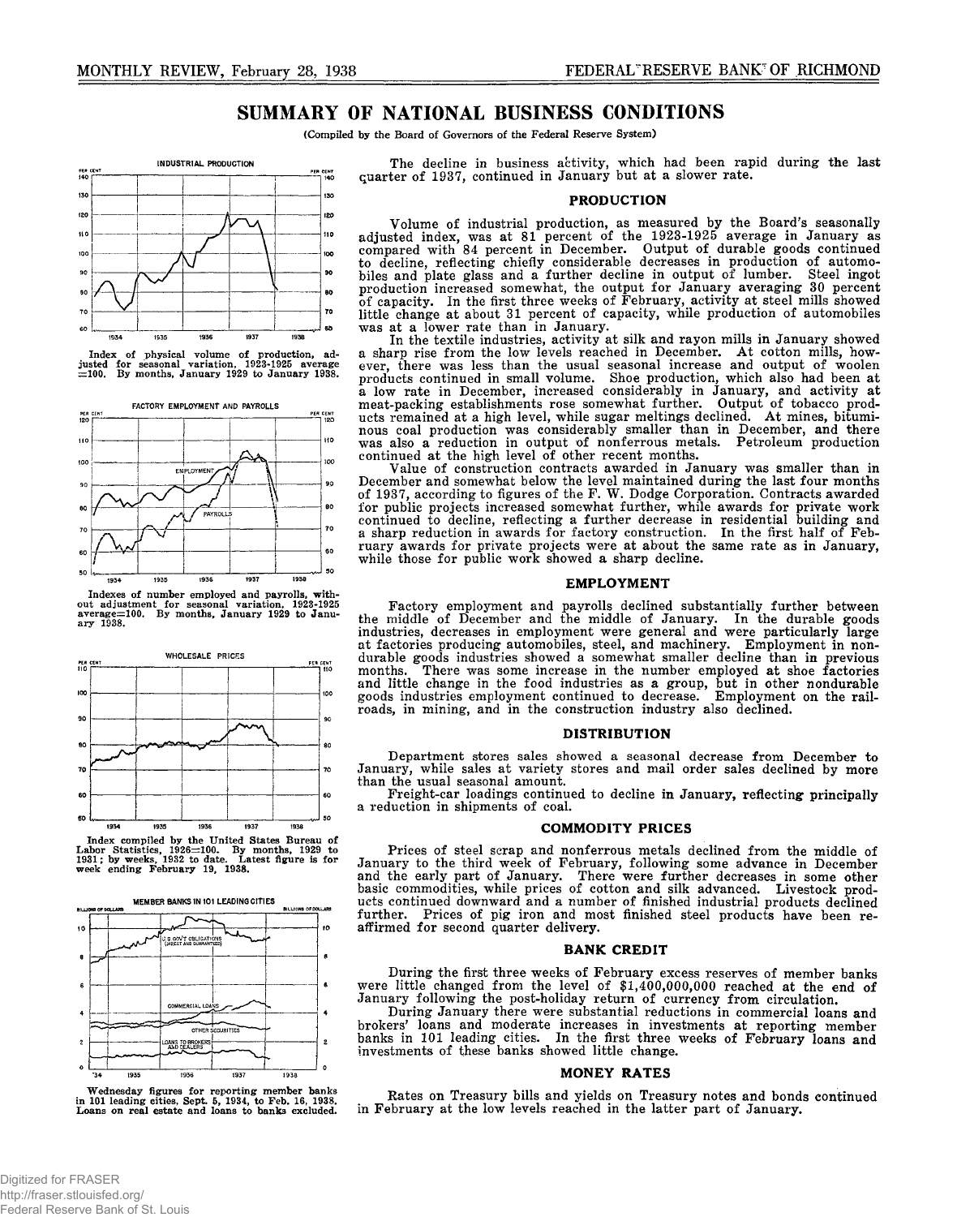# SUMMARY OF NATIONAL BUSINESS CONDITIONS

(Compiled by the Board of Governors of the Federal Reserve System)

INDUSTRIAL PRODUCTION

PER CENT 140 130 120 110 100 90 80 70 60 PER CENT

1934 1935 1936 1937 1938

Index of physical volume of production, adjusted for seasonal variation, 1923-1925 average =100. By months, January 1929 to January 1938.

FACTORY EMPLOYMENT AND PAYROLLS

PER CENT 120 110 100 90 80 70 60 50 PER CENT

EMPLOYMENT

PAYROLLS

1934 1935 1936 1937 1938

Indexes of number employed and payrolls, without adjustment for seasonal variation, 1923-1925 average=100. By months, January 1929 to January 1938.

WHOLESALE PRICES

PER CENT 110 100 90 80 70 60 50 PER CENT

1934 1935 1936 1937 1938

Index compiled by the United States Bureau of Labor Statistics, 1926=100. By months, 1929 to 1931; by weeks, 1932 to date. Latest figure is for week ending February 19, 1938.

MEMBER BANKS IN 101 LEADING CITIES

BILLIONS OF DOLLARS 10 8 6 4 2 0 BILLIONS OF DOLLARS

U. S. GOV'T OBLIGATIONS (DIRECT AND GUARANTEED)

COMMERCIAL LOANS

OTHER SECURITIES

LOANS TO BROKERS AND DEALERS

'34 1935 1936 1937 1938

Wednesday figures for reporting member banks in 101 leading cities, Sept. 5, 1934, to Feb. 16, 1938. Loans on real estate and loans to banks excluded.

The decline in business activity, which had been rapid during the last quarter of 1937, continued in January but at a slower rate.

## PRODUCTION

Volume of industrial production, as measured by the Board's seasonally adjusted index, was at 81 percent of the 1923-1925 average in January as compared with 84 percent in December. Output of durable goods continued to decline, reflecting chiefly considerable decreases in production of automobiles and plate glass and a further decline in output of lumber. Steel ingot production increased somewhat, the output for January averaging 30 percent of capacity. In the first three weeks of February, activity at steel mills showed little change at about 31 percent of capacity, while production of automobiles was at a lower rate than in January.

In the textile industries, activity at silk and rayon mills in January showed a sharp rise from the low levels reached in December. At cotton mills, however, there was less than the usual seasonal increase and output of woolen products continued in small volume. Shoe production, which also had been at a low rate in December, increased considerably in January, and activity at meat-packing establishments rose somewhat further. Output of tobacco products remained at a high level, while sugar meltings declined. At mines, bituminous coal production was considerably smaller than in December, and there was also a reduction in output of nonferrous metals. Petroleum production continued at the high level of other recent months.

Value of construction contracts awarded in January was smaller than in December and somewhat below the level maintained during the last four months of 1937, according to figures of the F. W. Dodge Corporation. Contracts awarded for public projects increased somewhat further, while awards for private work continued to decline, reflecting a further decrease in residential building and a sharp reduction in awards for factory construction. In the first half of February awards for private projects were at about the same rate as in January, while those for public work showed a sharp decline.

## EMPLOYMENT

Factory employment and payrolls declined substantially further between the middle of December and the middle of January. In the durable goods industries, decreases in employment were general and were particularly large at factories producing automobiles, steel, and machinery. Employment in nondurable goods industries showed a somewhat smaller decline than in previous months. There was some increase in the number employed at shoe factories and little change in the food industries as a group, but in other nondurable goods industries employment continued to decrease. Employment on the railroads, in mining, and in the construction industry also declined.

## DISTRIBUTION

Department stores sales showed a seasonal decrease from December to January, while sales at variety stores and mail order sales declined by more than the usual seasonal amount.

Freight-car loadings continued to decline in January, reflecting principally a reduction in shipments of coal.

## COMMODITY PRICES

Prices of steel scrap and nonferrous metals declined from the middle of January to the third week of February, following some advance in December and the early part of January. There were further decreases in some other basic commodities, while prices of cotton and silk advanced. Livestock products continued downward and a number of finished industrial products declined further. Prices of pig iron and most finished steel products have been reaffirmed for second quarter delivery.

## BANK CREDIT

During the first three weeks of February excess reserves of member banks were little changed from the level of $1,400,000,000 reached at the end of January following the post-holiday return of currency from circulation.

During January there were substantial reductions in commercial loans and brokers' loans and moderate increases in investments at reporting member banks in 101 leading cities. In the first three weeks of February loans and investments of these banks showed little change.

## MONEY RATES

Rates on Treasury bills and yields on Treasury notes and bonds continued in February at the low levels reached in the latter part of January.